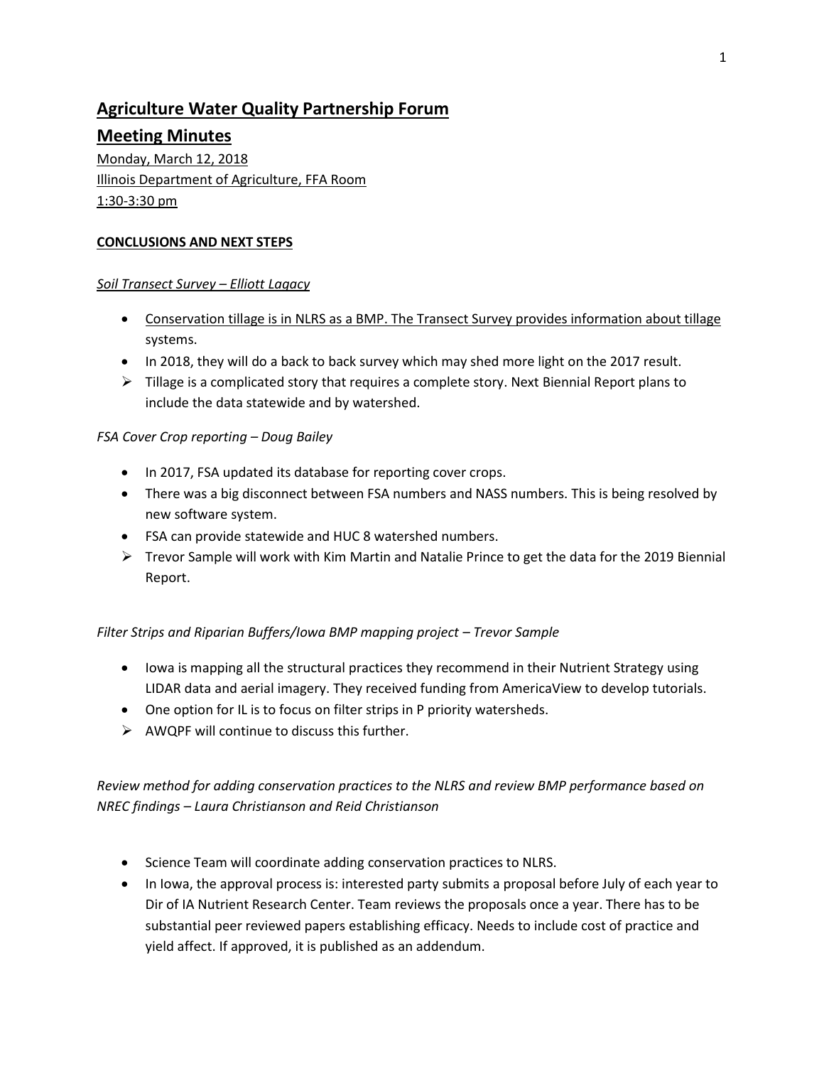# Agriculture Water Quality Partnership Forum

## Meeting Minutes

Monday, March 12, 2018
Illinois Department of Agriculture, FFA Room
1:30-3:30 pm

**CONCLUSIONS AND NEXT STEPS**

*Soil Transect Survey – Elliott Lagacy*

- Conservation tillage is in NLRS as a BMP. The Transect Survey provides information about tillage systems.
- In 2018, they will do a back to back survey which may shed more light on the 2017 result.
- ➢ Tillage is a complicated story that requires a complete story. Next Biennial Report plans to include the data statewide and by watershed.

*FSA Cover Crop reporting – Doug Bailey*

- In 2017, FSA updated its database for reporting cover crops.
- There was a big disconnect between FSA numbers and NASS numbers. This is being resolved by new software system.
- FSA can provide statewide and HUC 8 watershed numbers.
- ➢ Trevor Sample will work with Kim Martin and Natalie Prince to get the data for the 2019 Biennial Report.

*Filter Strips and Riparian Buffers/Iowa BMP mapping project – Trevor Sample*

- Iowa is mapping all the structural practices they recommend in their Nutrient Strategy using LIDAR data and aerial imagery. They received funding from AmericaView to develop tutorials.
- One option for IL is to focus on filter strips in P priority watersheds.
- ➢ AWQPF will continue to discuss this further.

*Review method for adding conservation practices to the NLRS and review BMP performance based on NREC findings – Laura Christianson and Reid Christianson*

- Science Team will coordinate adding conservation practices to NLRS.
- In Iowa, the approval process is: interested party submits a proposal before July of each year to Dir of IA Nutrient Research Center. Team reviews the proposals once a year. There has to be substantial peer reviewed papers establishing efficacy. Needs to include cost of practice and yield affect. If approved, it is published as an addendum.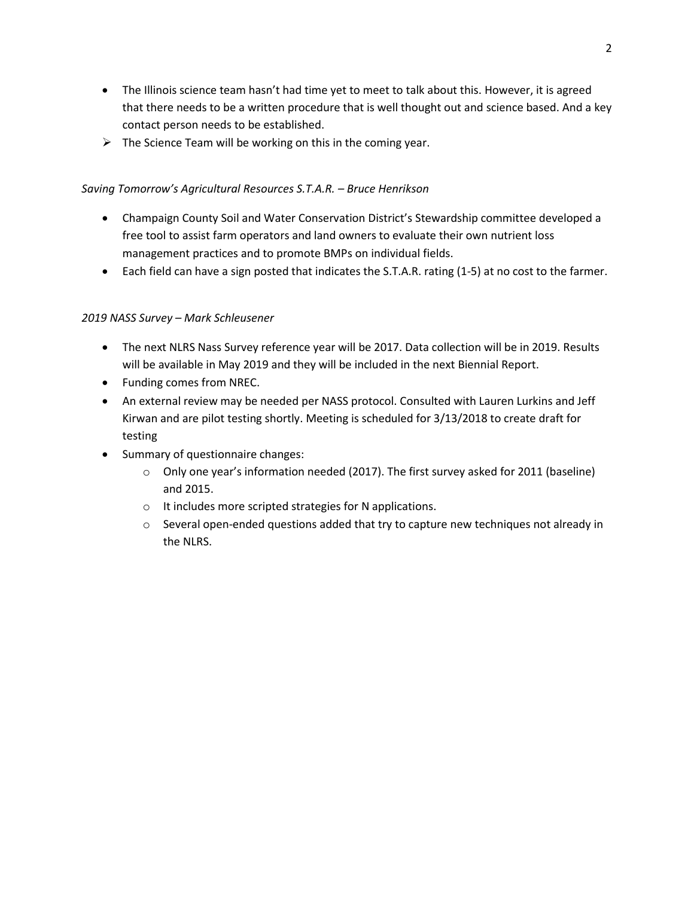- The Illinois science team hasn't had time yet to meet to talk about this. However, it is agreed that there needs to be a written procedure that is well thought out and science based. And a key contact person needs to be established.
- ➢ The Science Team will be working on this in the coming year.

*Saving Tomorrow's Agricultural Resources S.T.A.R. – Bruce Henrikson*

- Champaign County Soil and Water Conservation District's Stewardship committee developed a free tool to assist farm operators and land owners to evaluate their own nutrient loss management practices and to promote BMPs on individual fields.
- Each field can have a sign posted that indicates the S.T.A.R. rating (1-5) at no cost to the farmer.

*2019 NASS Survey – Mark Schleusener*

- The next NLRS Nass Survey reference year will be 2017. Data collection will be in 2019. Results will be available in May 2019 and they will be included in the next Biennial Report.
- Funding comes from NREC.
- An external review may be needed per NASS protocol. Consulted with Lauren Lurkins and Jeff Kirwan and are pilot testing shortly. Meeting is scheduled for 3/13/2018 to create draft for testing
- Summary of questionnaire changes:
    - Only one year's information needed (2017). The first survey asked for 2011 (baseline) and 2015.
    - It includes more scripted strategies for N applications.
    - Several open-ended questions added that try to capture new techniques not already in the NLRS.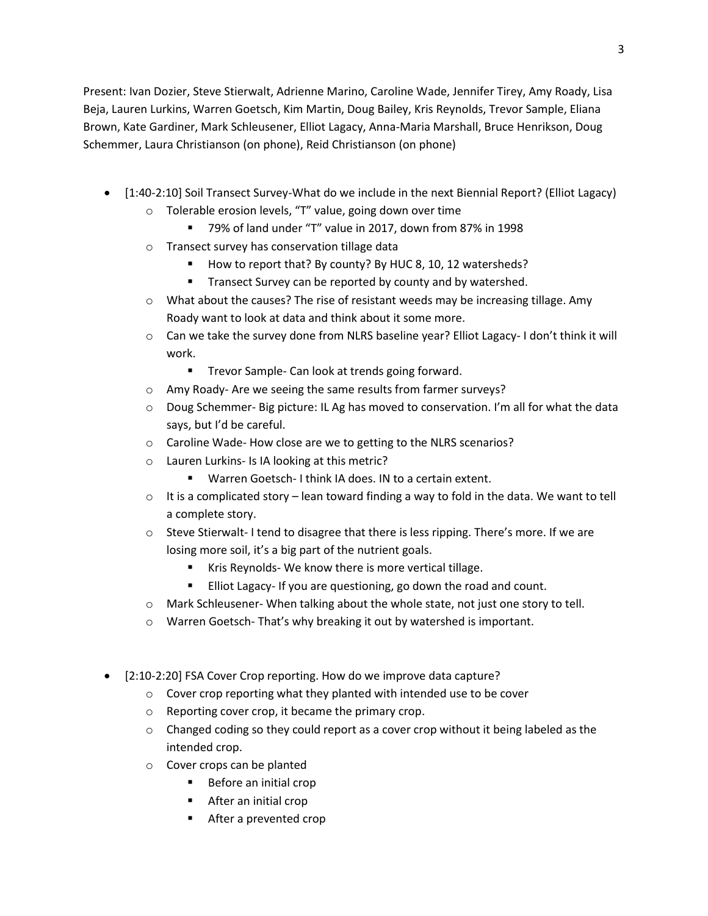Present: Ivan Dozier, Steve Stierwalt, Adrienne Marino, Caroline Wade, Jennifer Tirey, Amy Roady, Lisa Beja, Lauren Lurkins, Warren Goetsch, Kim Martin, Doug Bailey, Kris Reynolds, Trevor Sample, Eliana Brown, Kate Gardiner, Mark Schleusener, Elliot Lagacy, Anna-Maria Marshall, Bruce Henrikson, Doug Schemmer, Laura Christianson (on phone), Reid Christianson (on phone)

- [1:40-2:10] Soil Transect Survey-What do we include in the next Biennial Report? (Elliot Lagacy)
  - Tolerable erosion levels, "T" value, going down over time
    - 79% of land under "T" value in 2017, down from 87% in 1998
  - Transect survey has conservation tillage data
    - How to report that? By county? By HUC 8, 10, 12 watersheds?
    - Transect Survey can be reported by county and by watershed.
  - What about the causes? The rise of resistant weeds may be increasing tillage. Amy Roady want to look at data and think about it some more.
  - Can we take the survey done from NLRS baseline year? Elliot Lagacy- I don't think it will work.
    - Trevor Sample- Can look at trends going forward.
  - Amy Roady- Are we seeing the same results from farmer surveys?
  - Doug Schemmer- Big picture: IL Ag has moved to conservation. I'm all for what the data says, but I'd be careful.
  - Caroline Wade- How close are we to getting to the NLRS scenarios?
  - Lauren Lurkins- Is IA looking at this metric?
    - Warren Goetsch- I think IA does. IN to a certain extent.
  - It is a complicated story – lean toward finding a way to fold in the data. We want to tell a complete story.
  - Steve Stierwalt- I tend to disagree that there is less ripping. There's more. If we are losing more soil, it's a big part of the nutrient goals.
    - Kris Reynolds- We know there is more vertical tillage.
    - Elliot Lagacy- If you are questioning, go down the road and count.
  - Mark Schleusener- When talking about the whole state, not just one story to tell.
  - Warren Goetsch- That's why breaking it out by watershed is important.

- [2:10-2:20] FSA Cover Crop reporting. How do we improve data capture?
  - Cover crop reporting what they planted with intended use to be cover
  - Reporting cover crop, it became the primary crop.
  - Changed coding so they could report as a cover crop without it being labeled as the intended crop.
  - Cover crops can be planted
    - Before an initial crop
    - After an initial crop
    - After a prevented crop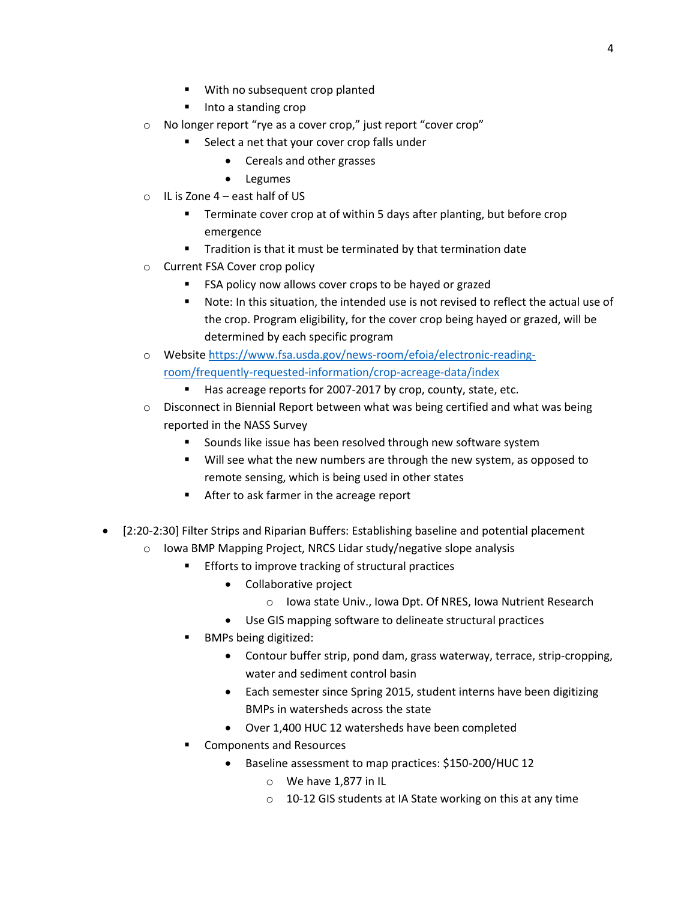- With no subsequent crop planted
        - Into a standing crop
    - No longer report "rye as a cover crop," just report "cover crop"
        - Select a net that your cover crop falls under
            - Cereals and other grasses
            - Legumes
    - IL is Zone 4 – east half of US
        - Terminate cover crop at of within 5 days after planting, but before crop emergence
        - Tradition is that it must be terminated by that termination date
    - Current FSA Cover crop policy
        - FSA policy now allows cover crops to be hayed or grazed
        - Note: In this situation, the intended use is not revised to reflect the actual use of the crop. Program eligibility, for the cover crop being hayed or grazed, will be determined by each specific program
    - Website [https://www.fsa.usda.gov/news-room/efoia/electronic-reading-room/frequently-requested-information/crop-acreage-data/index](https://www.fsa.usda.gov/news-room/efoia/electronic-reading-room/frequently-requested-information/crop-acreage-data/index)
        - Has acreage reports for 2007-2017 by crop, county, state, etc.
    - Disconnect in Biennial Report between what was being certified and what was being reported in the NASS Survey
        - Sounds like issue has been resolved through new software system
        - Will see what the new numbers are through the new system, as opposed to remote sensing, which is being used in other states
        - After to ask farmer in the acreage report

- [2:20-2:30] Filter Strips and Riparian Buffers: Establishing baseline and potential placement
    - Iowa BMP Mapping Project, NRCS Lidar study/negative slope analysis
        - Efforts to improve tracking of structural practices
            - Collaborative project
                - Iowa state Univ., Iowa Dpt. Of NRES, Iowa Nutrient Research
            - Use GIS mapping software to delineate structural practices
        - BMPs being digitized:
            - Contour buffer strip, pond dam, grass waterway, terrace, strip-cropping, water and sediment control basin
            - Each semester since Spring 2015, student interns have been digitizing BMPs in watersheds across the state
            - Over 1,400 HUC 12 watersheds have been completed
        - Components and Resources
            - Baseline assessment to map practices: $150-200/HUC 12
                - We have 1,877 in IL
                - 10-12 GIS students at IA State working on this at any time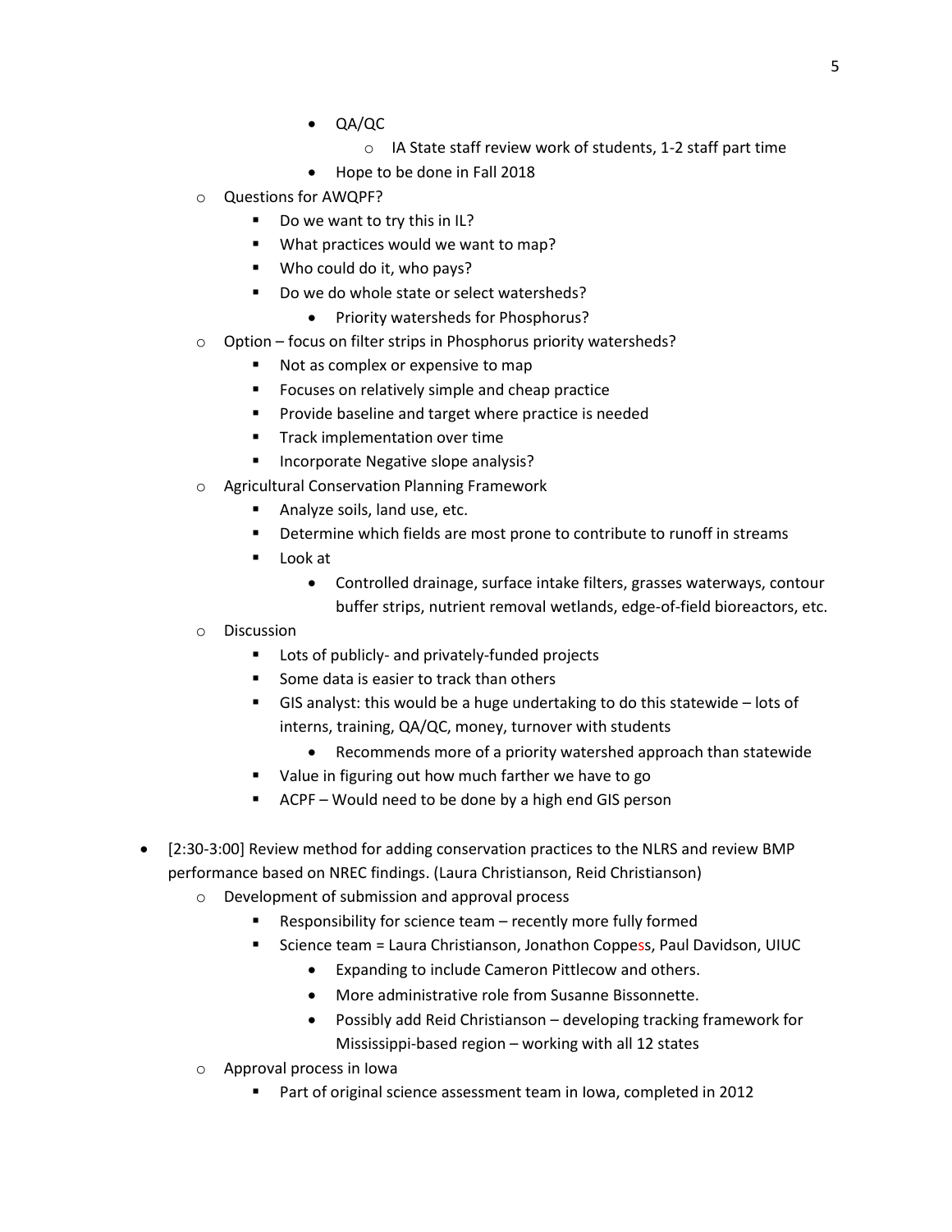- QA/QC
          - IA State staff review work of students, 1-2 staff part time
        - Hope to be done in Fall 2018
  - Questions for AWQPF?
    - Do we want to try this in IL?
    - What practices would we want to map?
    - Who could do it, who pays?
    - Do we do whole state or select watersheds?
      - Priority watersheds for Phosphorus?
  - Option – focus on filter strips in Phosphorus priority watersheds?
    - Not as complex or expensive to map
    - Focuses on relatively simple and cheap practice
    - Provide baseline and target where practice is needed
    - Track implementation over time
    - Incorporate Negative slope analysis?
  - Agricultural Conservation Planning Framework
    - Analyze soils, land use, etc.
    - Determine which fields are most prone to contribute to runoff in streams
    - Look at
      - Controlled drainage, surface intake filters, grasses waterways, contour buffer strips, nutrient removal wetlands, edge-of-field bioreactors, etc.
  - Discussion
    - Lots of publicly- and privately-funded projects
    - Some data is easier to track than others
    - GIS analyst: this would be a huge undertaking to do this statewide – lots of interns, training, QA/QC, money, turnover with students
      - Recommends more of a priority watershed approach than statewide
    - Value in figuring out how much farther we have to go
    - ACPF – Would need to be done by a high end GIS person

- [2:30-3:00] Review method for adding conservation practices to the NLRS and review BMP performance based on NREC findings. (Laura Christianson, Reid Christianson)
  - Development of submission and approval process
    - Responsibility for science team – recently more fully formed
    - Science team = Laura Christianson, Jonathon Coppess, Paul Davidson, UIUC
      - Expanding to include Cameron Pittlecow and others.
      - More administrative role from Susanne Bissonnette.
      - Possibly add Reid Christianson – developing tracking framework for Mississippi-based region – working with all 12 states
  - Approval process in Iowa
    - Part of original science assessment team in Iowa, completed in 2012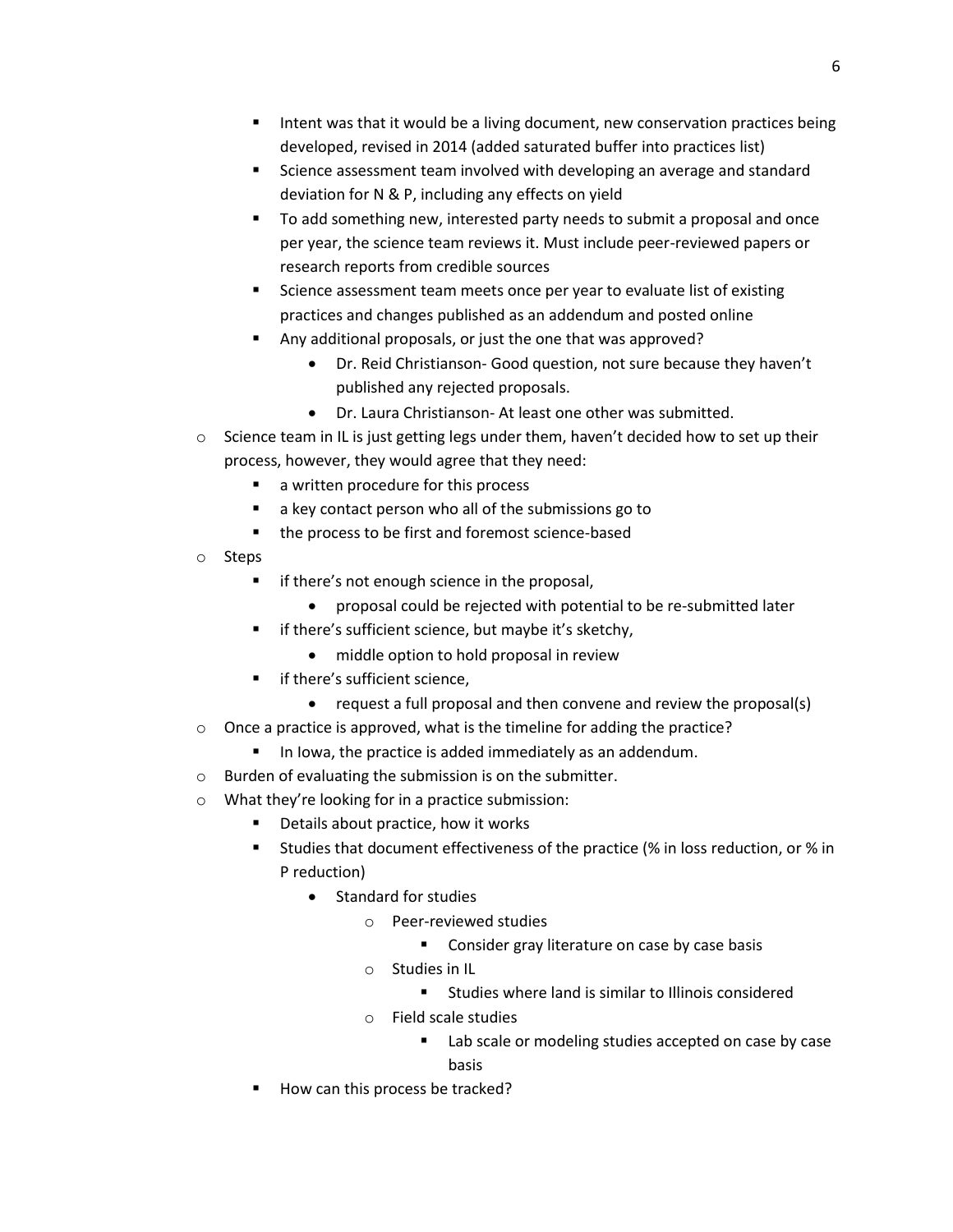- Intent was that it would be a living document, new conservation practices being developed, revised in 2014 (added saturated buffer into practices list)
    - Science assessment team involved with developing an average and standard deviation for N & P, including any effects on yield
    - To add something new, interested party needs to submit a proposal and once per year, the science team reviews it. Must include peer-reviewed papers or research reports from credible sources
    - Science assessment team meets once per year to evaluate list of existing practices and changes published as an addendum and posted online
    - Any additional proposals, or just the one that was approved?
        - Dr. Reid Christianson- Good question, not sure because they haven't published any rejected proposals.
        - Dr. Laura Christianson- At least one other was submitted.
- Science team in IL is just getting legs under them, haven't decided how to set up their process, however, they would agree that they need:
    - a written procedure for this process
    - a key contact person who all of the submissions go to
    - the process to be first and foremost science-based
- Steps
    - if there's not enough science in the proposal,
        - proposal could be rejected with potential to be re-submitted later
    - if there's sufficient science, but maybe it's sketchy,
        - middle option to hold proposal in review
    - if there's sufficient science,
        - request a full proposal and then convene and review the proposal(s)
- Once a practice is approved, what is the timeline for adding the practice?
    - In Iowa, the practice is added immediately as an addendum.
- Burden of evaluating the submission is on the submitter.
- What they're looking for in a practice submission:
    - Details about practice, how it works
    - Studies that document effectiveness of the practice (% in loss reduction, or % in P reduction)
        - Standard for studies
            - Peer-reviewed studies
                - Consider gray literature on case by case basis
            - Studies in IL
                - Studies where land is similar to Illinois considered
            - Field scale studies
                - Lab scale or modeling studies accepted on case by case basis
    - How can this process be tracked?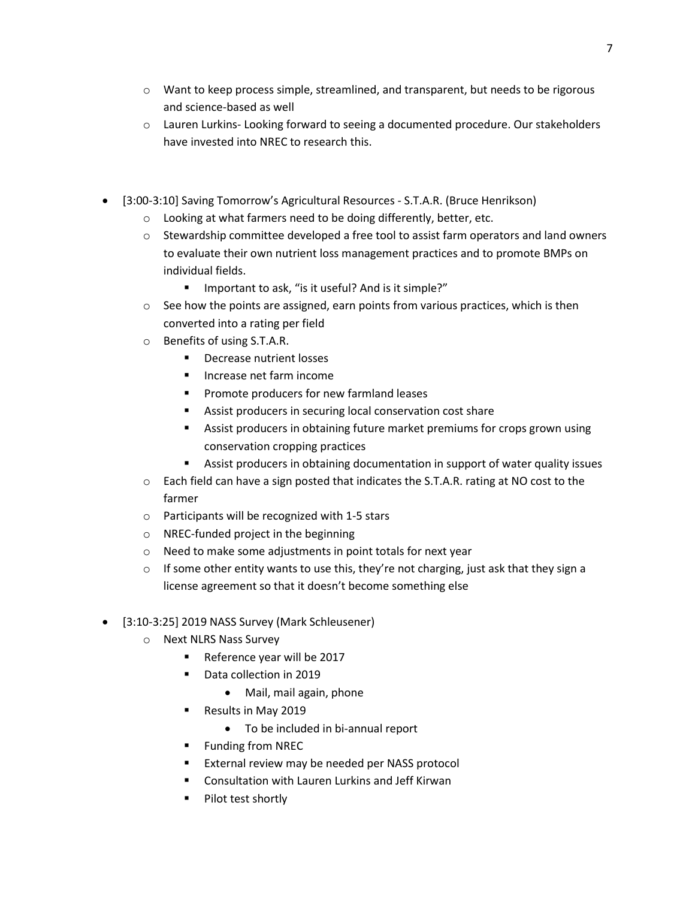- Want to keep process simple, streamlined, and transparent, but needs to be rigorous and science-based as well
- Lauren Lurkins- Looking forward to seeing a documented procedure. Our stakeholders have invested into NREC to research this.

- [3:00-3:10] Saving Tomorrow's Agricultural Resources - S.T.A.R. (Bruce Henrikson)
  - Looking at what farmers need to be doing differently, better, etc.
  - Stewardship committee developed a free tool to assist farm operators and land owners to evaluate their own nutrient loss management practices and to promote BMPs on individual fields.
    - Important to ask, "is it useful? And is it simple?"
  - See how the points are assigned, earn points from various practices, which is then converted into a rating per field
  - Benefits of using S.T.A.R.
    - Decrease nutrient losses
    - Increase net farm income
    - Promote producers for new farmland leases
    - Assist producers in securing local conservation cost share
    - Assist producers in obtaining future market premiums for crops grown using conservation cropping practices
    - Assist producers in obtaining documentation in support of water quality issues
  - Each field can have a sign posted that indicates the S.T.A.R. rating at NO cost to the farmer
  - Participants will be recognized with 1-5 stars
  - NREC-funded project in the beginning
  - Need to make some adjustments in point totals for next year
  - If some other entity wants to use this, they're not charging, just ask that they sign a license agreement so that it doesn't become something else

- [3:10-3:25] 2019 NASS Survey (Mark Schleusener)
  - Next NLRS Nass Survey
    - Reference year will be 2017
    - Data collection in 2019
      - Mail, mail again, phone
    - Results in May 2019
      - To be included in bi-annual report
    - Funding from NREC
    - External review may be needed per NASS protocol
    - Consultation with Lauren Lurkins and Jeff Kirwan
    - Pilot test shortly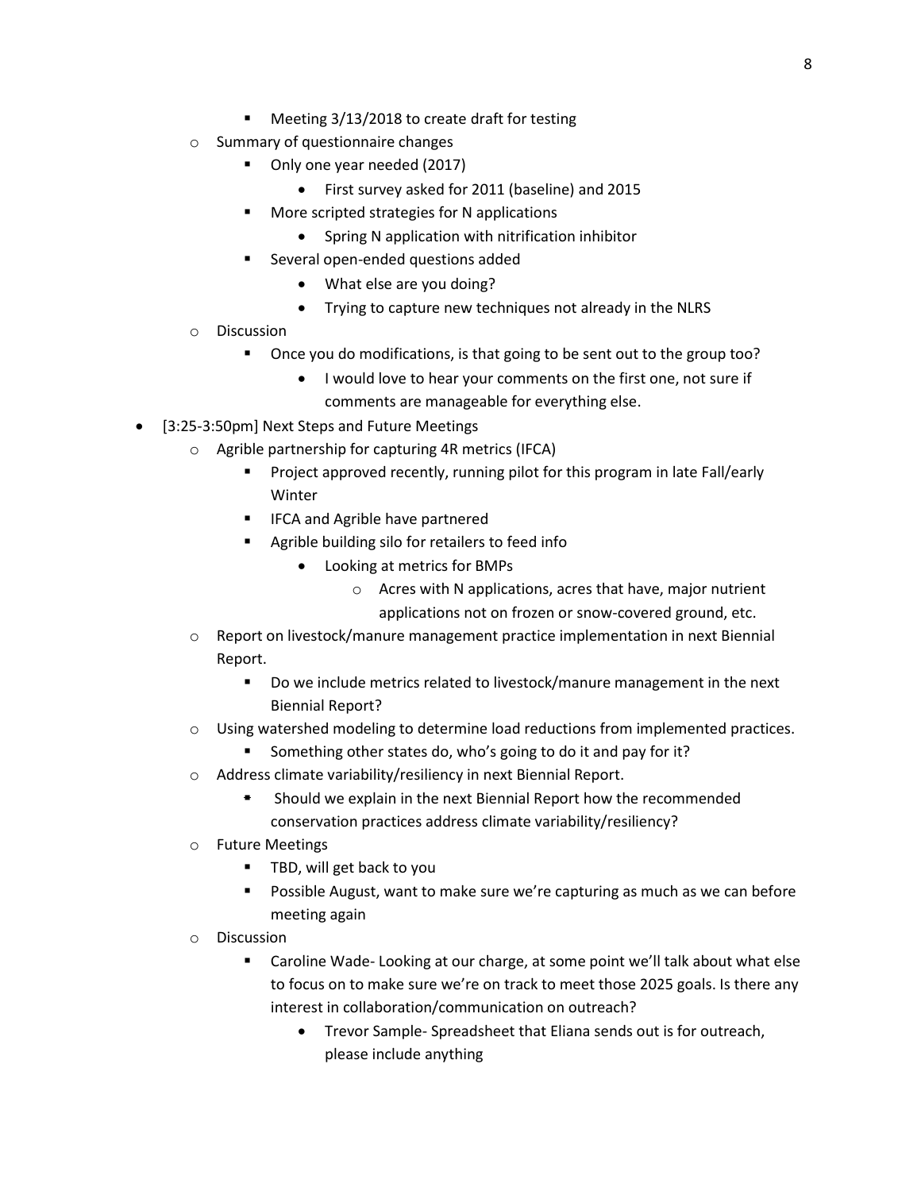- Meeting 3/13/2018 to create draft for testing
    - Summary of questionnaire changes
        - Only one year needed (2017)
            - First survey asked for 2011 (baseline) and 2015
        - More scripted strategies for N applications
            - Spring N application with nitrification inhibitor
        - Several open-ended questions added
            - What else are you doing?
            - Trying to capture new techniques not already in the NLRS
    - Discussion
        - Once you do modifications, is that going to be sent out to the group too?
            - I would love to hear your comments on the first one, not sure if comments are manageable for everything else.
- [3:25-3:50pm] Next Steps and Future Meetings
    - Agrible partnership for capturing 4R metrics (IFCA)
        - Project approved recently, running pilot for this program in late Fall/early Winter
        - IFCA and Agrible have partnered
        - Agrible building silo for retailers to feed info
            - Looking at metrics for BMPs
                - Acres with N applications, acres that have, major nutrient applications not on frozen or snow-covered ground, etc.
    - Report on livestock/manure management practice implementation in next Biennial Report.
        - Do we include metrics related to livestock/manure management in the next Biennial Report?
    - Using watershed modeling to determine load reductions from implemented practices.
        - Something other states do, who's going to do it and pay for it?
    - Address climate variability/resiliency in next Biennial Report.
        - Should we explain in the next Biennial Report how the recommended conservation practices address climate variability/resiliency?
    - Future Meetings
        - TBD, will get back to you
        - Possible August, want to make sure we're capturing as much as we can before meeting again
    - Discussion
        - Caroline Wade- Looking at our charge, at some point we'll talk about what else to focus on to make sure we're on track to meet those 2025 goals. Is there any interest in collaboration/communication on outreach?
            - Trevor Sample- Spreadsheet that Eliana sends out is for outreach, please include anything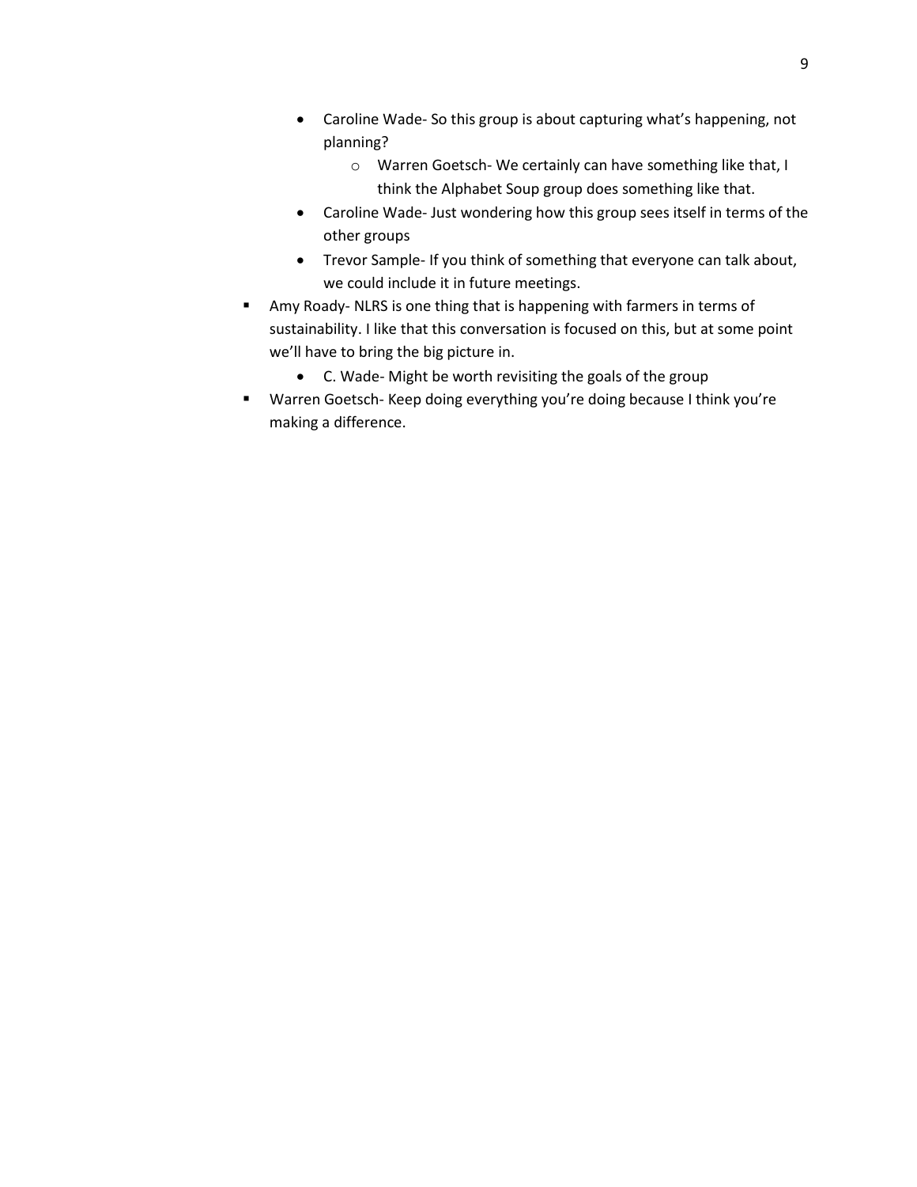- Caroline Wade- So this group is about capturing what's happening, not planning?
            - Warren Goetsch- We certainly can have something like that, I think the Alphabet Soup group does something like that.
        - Caroline Wade- Just wondering how this group sees itself in terms of the other groups
        - Trevor Sample- If you think of something that everyone can talk about, we could include it in future meetings.
    - Amy Roady- NLRS is one thing that is happening with farmers in terms of sustainability. I like that this conversation is focused on this, but at some point we'll have to bring the big picture in.
        - C. Wade- Might be worth revisiting the goals of the group
    - Warren Goetsch- Keep doing everything you're doing because I think you're making a difference.